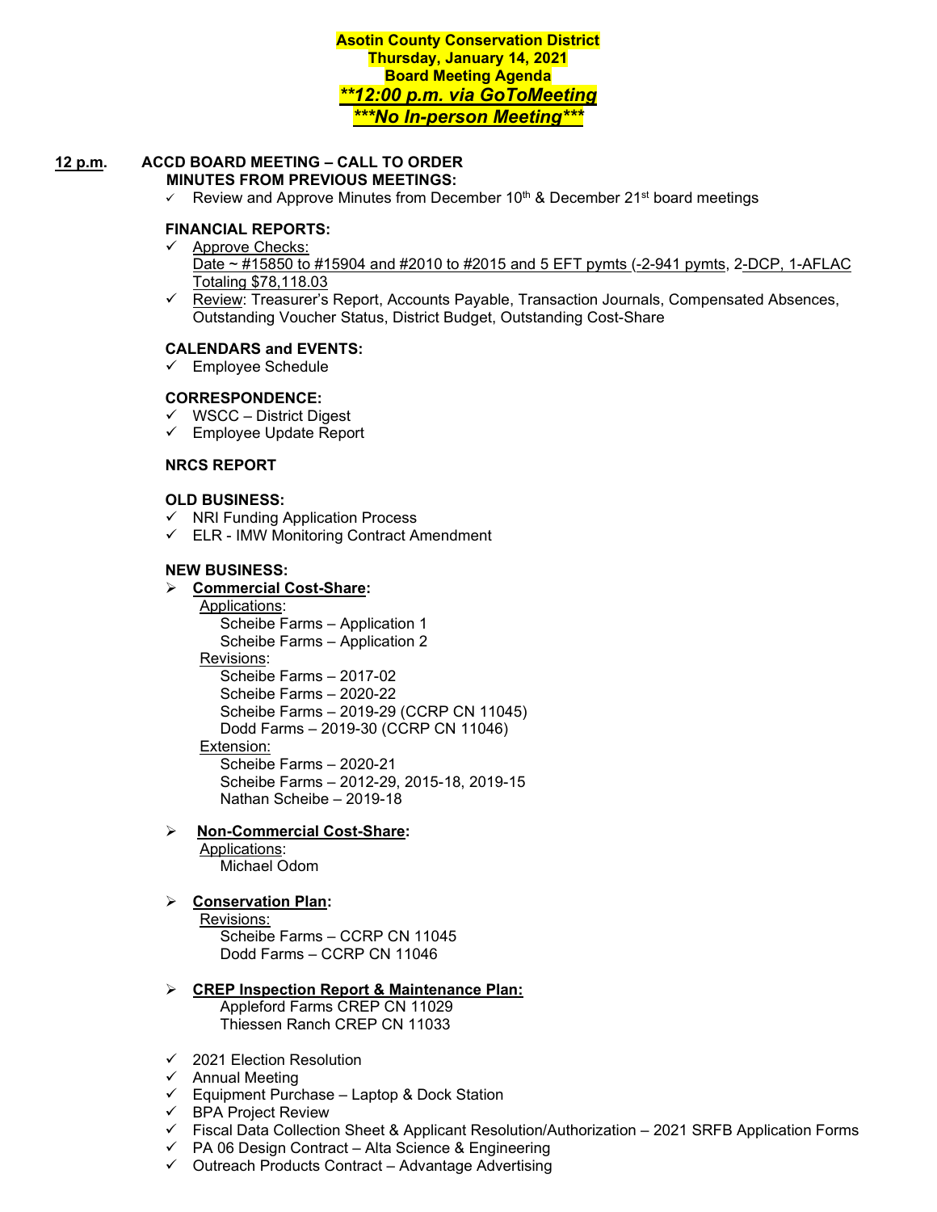# Asotin County Conservation District
## Thursday, January 14, 2021
## Board Meeting Agenda
## ***\*\*12:00 p.m. via GoToMeeting***
## ***\*\*\*No In-person Meeting\*\*\****

**12 p.m.** **ACCD BOARD MEETING – CALL TO ORDER**

**MINUTES FROM PREVIOUS MEETINGS:**

- ✓ Review and Approve Minutes from December 10th & December 21st board meetings

**FINANCIAL REPORTS:**

- ✓ Approve Checks:
  Date ~ #15850 to #15904 and #2010 to #2015 and 5 EFT pymts (-2-941 pymts, 2-DCP, 1-AFLAC Totaling $78,118.03
- ✓ Review: Treasurer's Report, Accounts Payable, Transaction Journals, Compensated Absences, Outstanding Voucher Status, District Budget, Outstanding Cost-Share

**CALENDARS and EVENTS:**

- ✓ Employee Schedule

**CORRESPONDENCE:**

- ✓ WSCC – District Digest
- ✓ Employee Update Report

**NRCS REPORT**

**OLD BUSINESS:**

- ✓ NRI Funding Application Process
- ✓ ELR - IMW Monitoring Contract Amendment

**NEW BUSINESS:**

- ➢ **Commercial Cost-Share:**
  - Applications:
    - Scheibe Farms – Application 1
    - Scheibe Farms – Application 2
  - Revisions:
    - Scheibe Farms – 2017-02
    - Scheibe Farms – 2020-22
    - Scheibe Farms – 2019-29 (CCRP CN 11045)
    - Dodd Farms – 2019-30 (CCRP CN 11046)
  - Extension:
    - Scheibe Farms – 2020-21
    - Scheibe Farms – 2012-29, 2015-18, 2019-15
    - Nathan Scheibe – 2019-18
- ➢ **Non-Commercial Cost-Share:**
  - Applications:
    - Michael Odom
- ➢ **Conservation Plan:**
  - Revisions:
    - Scheibe Farms – CCRP CN 11045
    - Dodd Farms – CCRP CN 11046
- ➢ **CREP Inspection Report & Maintenance Plan:**
  - Appleford Farms CREP CN 11029
  - Thiessen Ranch CREP CN 11033
- ✓ 2021 Election Resolution
- ✓ Annual Meeting
- ✓ Equipment Purchase – Laptop & Dock Station
- ✓ BPA Project Review
- ✓ Fiscal Data Collection Sheet & Applicant Resolution/Authorization – 2021 SRFB Application Forms
- ✓ PA 06 Design Contract – Alta Science & Engineering
- ✓ Outreach Products Contract – Advantage Advertising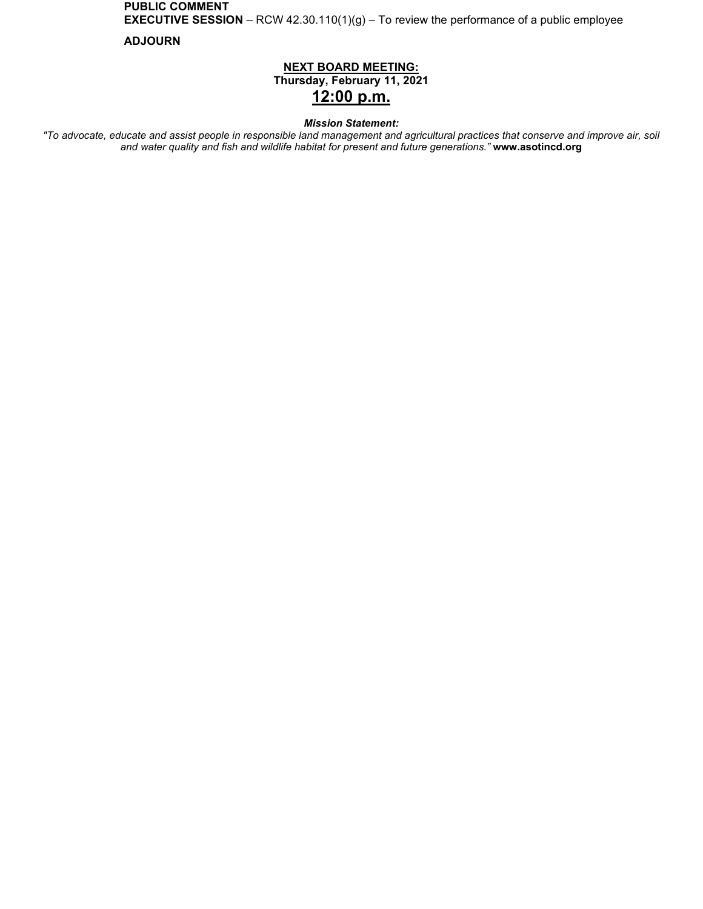**PUBLIC COMMENT**
**EXECUTIVE SESSION** – RCW 42.30.110(1)(g) – To review the performance of a public employee

**ADJOURN**

**NEXT BOARD MEETING:**
**Thursday, February 11, 2021**
**12:00 p.m.**

***Mission Statement:***
*"To advocate, educate and assist people in responsible land management and agricultural practices that conserve and improve air, soil and water quality and fish and wildlife habitat for present and future generations."* **www.asotincd.org**